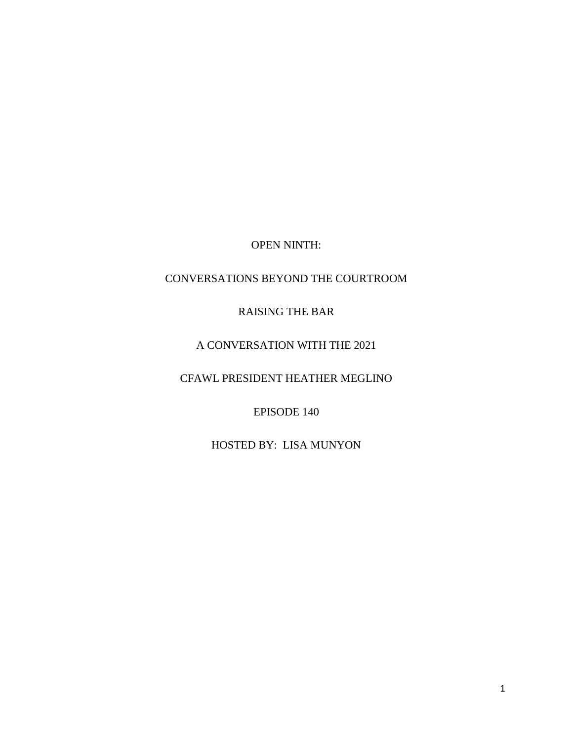OPEN NINTH:

CONVERSATIONS BEYOND THE COURTROOM

RAISING THE BAR

A CONVERSATION WITH THE 2021

CFAWL PRESIDENT HEATHER MEGLINO

EPISODE 140

HOSTED BY: LISA MUNYON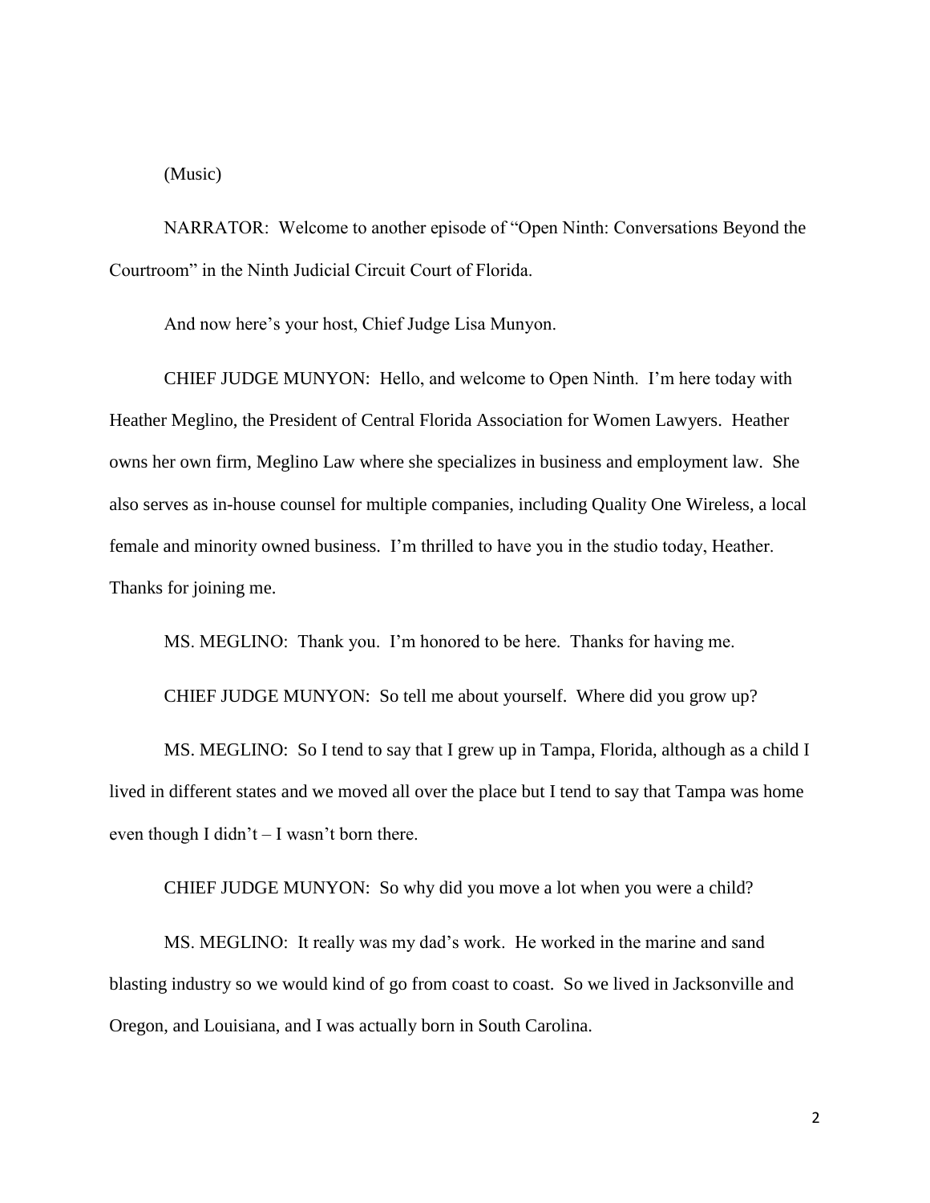(Music)

NARRATOR: Welcome to another episode of "Open Ninth: Conversations Beyond the Courtroom" in the Ninth Judicial Circuit Court of Florida.

And now here's your host, Chief Judge Lisa Munyon.

CHIEF JUDGE MUNYON: Hello, and welcome to Open Ninth. I'm here today with Heather Meglino, the President of Central Florida Association for Women Lawyers. Heather owns her own firm, Meglino Law where she specializes in business and employment law. She also serves as in-house counsel for multiple companies, including Quality One Wireless, a local female and minority owned business. I'm thrilled to have you in the studio today, Heather. Thanks for joining me.

MS. MEGLINO: Thank you. I'm honored to be here. Thanks for having me.

CHIEF JUDGE MUNYON: So tell me about yourself. Where did you grow up?

MS. MEGLINO: So I tend to say that I grew up in Tampa, Florida, although as a child I lived in different states and we moved all over the place but I tend to say that Tampa was home even though I didn't – I wasn't born there.

CHIEF JUDGE MUNYON: So why did you move a lot when you were a child?

MS. MEGLINO: It really was my dad's work. He worked in the marine and sand blasting industry so we would kind of go from coast to coast. So we lived in Jacksonville and Oregon, and Louisiana, and I was actually born in South Carolina.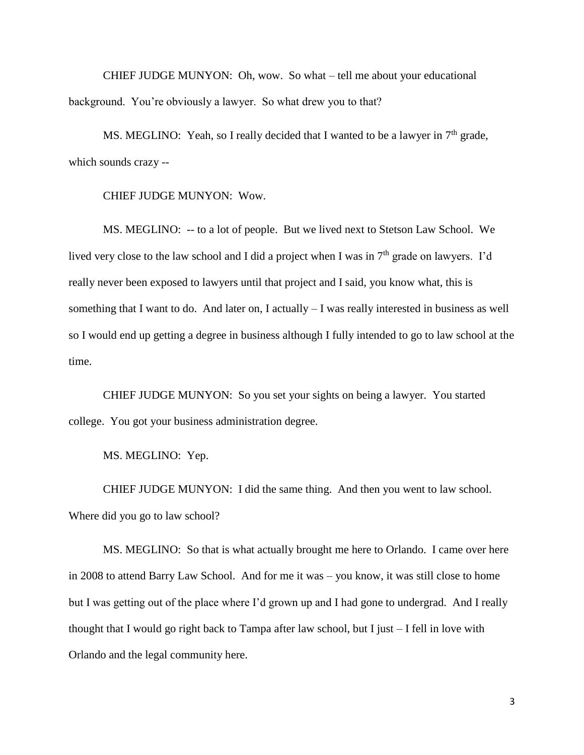CHIEF JUDGE MUNYON: Oh, wow. So what – tell me about your educational background. You're obviously a lawyer. So what drew you to that?

MS. MEGLINO: Yeah, so I really decided that I wanted to be a lawyer in 7th grade, which sounds crazy --

CHIEF JUDGE MUNYON: Wow.

MS. MEGLINO: -- to a lot of people. But we lived next to Stetson Law School. We lived very close to the law school and I did a project when I was in 7th grade on lawyers. I'd really never been exposed to lawyers until that project and I said, you know what, this is something that I want to do. And later on, I actually – I was really interested in business as well so I would end up getting a degree in business although I fully intended to go to law school at the time.

CHIEF JUDGE MUNYON: So you set your sights on being a lawyer. You started college. You got your business administration degree.

MS. MEGLINO: Yep.

CHIEF JUDGE MUNYON: I did the same thing. And then you went to law school. Where did you go to law school?

MS. MEGLINO: So that is what actually brought me here to Orlando. I came over here in 2008 to attend Barry Law School. And for me it was – you know, it was still close to home but I was getting out of the place where I'd grown up and I had gone to undergrad. And I really thought that I would go right back to Tampa after law school, but I just – I fell in love with Orlando and the legal community here.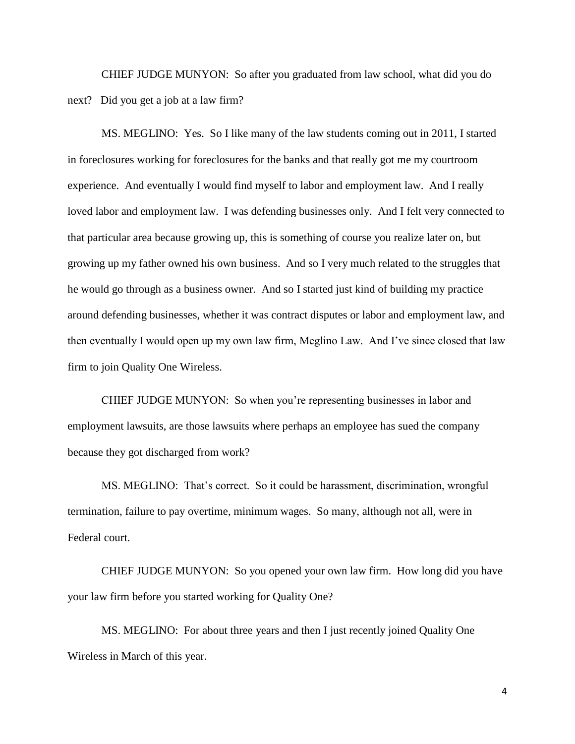CHIEF JUDGE MUNYON: So after you graduated from law school, what did you do next? Did you get a job at a law firm?

MS. MEGLINO: Yes. So I like many of the law students coming out in 2011, I started in foreclosures working for foreclosures for the banks and that really got me my courtroom experience. And eventually I would find myself to labor and employment law. And I really loved labor and employment law. I was defending businesses only. And I felt very connected to that particular area because growing up, this is something of course you realize later on, but growing up my father owned his own business. And so I very much related to the struggles that he would go through as a business owner. And so I started just kind of building my practice around defending businesses, whether it was contract disputes or labor and employment law, and then eventually I would open up my own law firm, Meglino Law. And I've since closed that law firm to join Quality One Wireless.

CHIEF JUDGE MUNYON: So when you're representing businesses in labor and employment lawsuits, are those lawsuits where perhaps an employee has sued the company because they got discharged from work?

MS. MEGLINO: That's correct. So it could be harassment, discrimination, wrongful termination, failure to pay overtime, minimum wages. So many, although not all, were in Federal court.

CHIEF JUDGE MUNYON: So you opened your own law firm. How long did you have your law firm before you started working for Quality One?

MS. MEGLINO: For about three years and then I just recently joined Quality One Wireless in March of this year.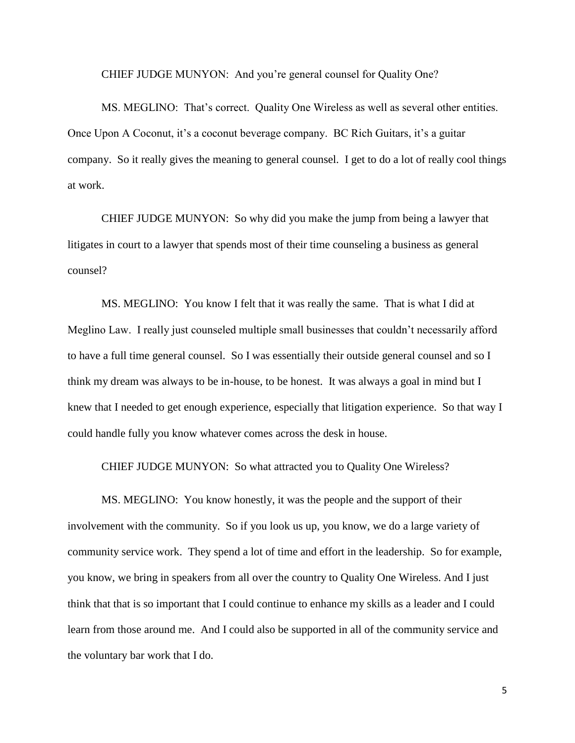CHIEF JUDGE MUNYON: And you're general counsel for Quality One?

MS. MEGLINO: That's correct. Quality One Wireless as well as several other entities. Once Upon A Coconut, it's a coconut beverage company. BC Rich Guitars, it's a guitar company. So it really gives the meaning to general counsel. I get to do a lot of really cool things at work.

CHIEF JUDGE MUNYON: So why did you make the jump from being a lawyer that litigates in court to a lawyer that spends most of their time counseling a business as general counsel?

MS. MEGLINO: You know I felt that it was really the same. That is what I did at Meglino Law. I really just counseled multiple small businesses that couldn't necessarily afford to have a full time general counsel. So I was essentially their outside general counsel and so I think my dream was always to be in-house, to be honest. It was always a goal in mind but I knew that I needed to get enough experience, especially that litigation experience. So that way I could handle fully you know whatever comes across the desk in house.

CHIEF JUDGE MUNYON: So what attracted you to Quality One Wireless?

MS. MEGLINO: You know honestly, it was the people and the support of their involvement with the community. So if you look us up, you know, we do a large variety of community service work. They spend a lot of time and effort in the leadership. So for example, you know, we bring in speakers from all over the country to Quality One Wireless. And I just think that that is so important that I could continue to enhance my skills as a leader and I could learn from those around me. And I could also be supported in all of the community service and the voluntary bar work that I do.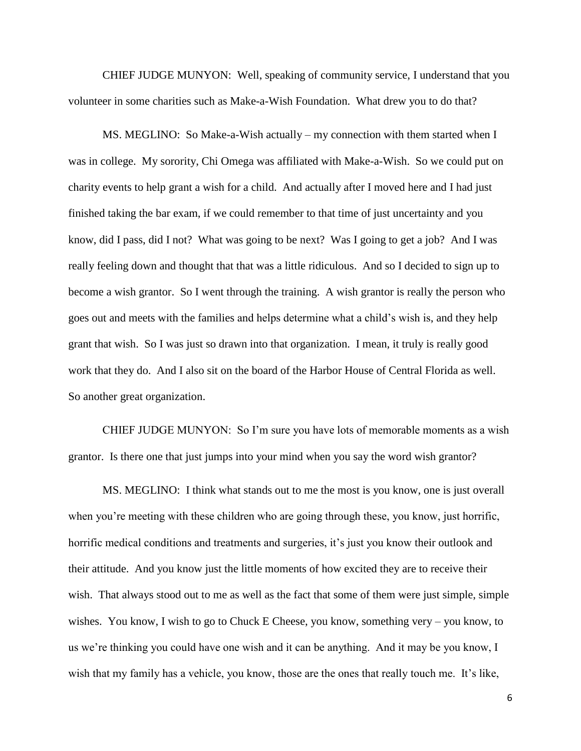CHIEF JUDGE MUNYON: Well, speaking of community service, I understand that you volunteer in some charities such as Make-a-Wish Foundation. What drew you to do that?

MS. MEGLINO: So Make-a-Wish actually – my connection with them started when I was in college. My sorority, Chi Omega was affiliated with Make-a-Wish. So we could put on charity events to help grant a wish for a child. And actually after I moved here and I had just finished taking the bar exam, if we could remember to that time of just uncertainty and you know, did I pass, did I not? What was going to be next? Was I going to get a job? And I was really feeling down and thought that that was a little ridiculous. And so I decided to sign up to become a wish grantor. So I went through the training. A wish grantor is really the person who goes out and meets with the families and helps determine what a child's wish is, and they help grant that wish. So I was just so drawn into that organization. I mean, it truly is really good work that they do. And I also sit on the board of the Harbor House of Central Florida as well. So another great organization.

CHIEF JUDGE MUNYON: So I'm sure you have lots of memorable moments as a wish grantor. Is there one that just jumps into your mind when you say the word wish grantor?

MS. MEGLINO: I think what stands out to me the most is you know, one is just overall when you're meeting with these children who are going through these, you know, just horrific, horrific medical conditions and treatments and surgeries, it's just you know their outlook and their attitude. And you know just the little moments of how excited they are to receive their wish. That always stood out to me as well as the fact that some of them were just simple, simple wishes. You know, I wish to go to Chuck E Cheese, you know, something very – you know, to us we're thinking you could have one wish and it can be anything. And it may be you know, I wish that my family has a vehicle, you know, those are the ones that really touch me. It's like,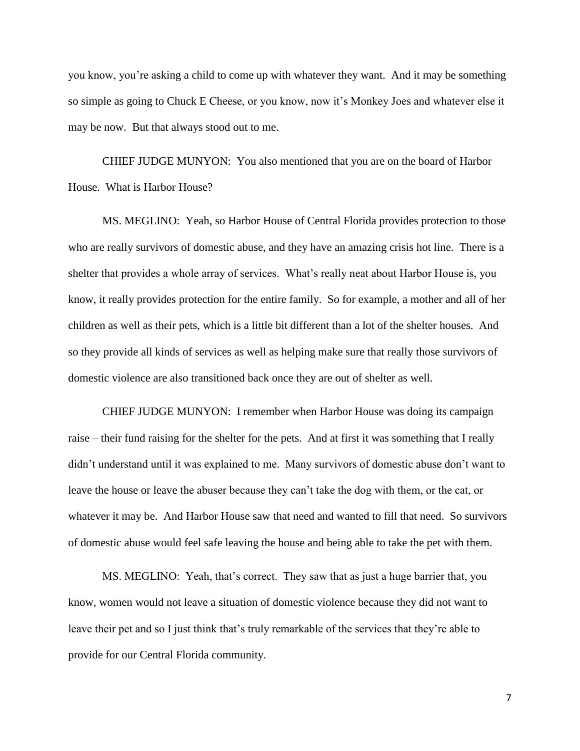you know, you're asking a child to come up with whatever they want. And it may be something so simple as going to Chuck E Cheese, or you know, now it's Monkey Joes and whatever else it may be now. But that always stood out to me.

CHIEF JUDGE MUNYON: You also mentioned that you are on the board of Harbor House. What is Harbor House?

MS. MEGLINO: Yeah, so Harbor House of Central Florida provides protection to those who are really survivors of domestic abuse, and they have an amazing crisis hot line. There is a shelter that provides a whole array of services. What's really neat about Harbor House is, you know, it really provides protection for the entire family. So for example, a mother and all of her children as well as their pets, which is a little bit different than a lot of the shelter houses. And so they provide all kinds of services as well as helping make sure that really those survivors of domestic violence are also transitioned back once they are out of shelter as well.

CHIEF JUDGE MUNYON: I remember when Harbor House was doing its campaign raise – their fund raising for the shelter for the pets. And at first it was something that I really didn't understand until it was explained to me. Many survivors of domestic abuse don't want to leave the house or leave the abuser because they can't take the dog with them, or the cat, or whatever it may be. And Harbor House saw that need and wanted to fill that need. So survivors of domestic abuse would feel safe leaving the house and being able to take the pet with them.

MS. MEGLINO: Yeah, that's correct. They saw that as just a huge barrier that, you know, women would not leave a situation of domestic violence because they did not want to leave their pet and so I just think that's truly remarkable of the services that they're able to provide for our Central Florida community.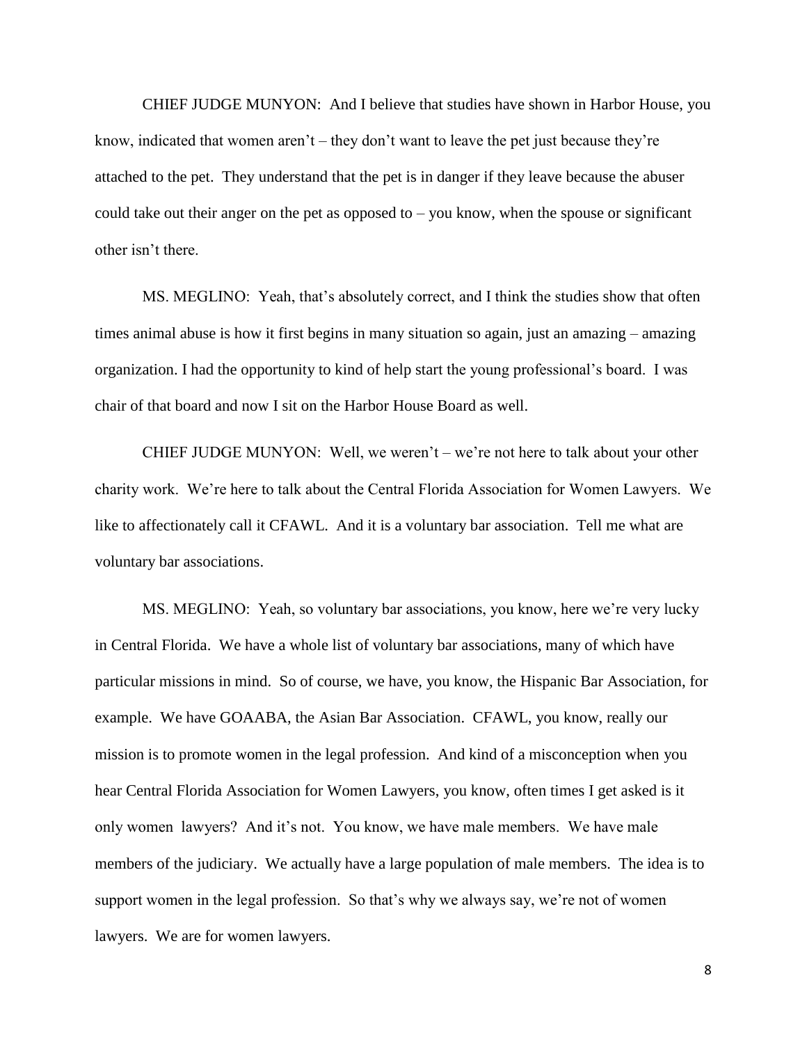CHIEF JUDGE MUNYON: And I believe that studies have shown in Harbor House, you know, indicated that women aren't – they don't want to leave the pet just because they're attached to the pet. They understand that the pet is in danger if they leave because the abuser could take out their anger on the pet as opposed to – you know, when the spouse or significant other isn't there.

MS. MEGLINO: Yeah, that's absolutely correct, and I think the studies show that often times animal abuse is how it first begins in many situation so again, just an amazing – amazing organization. I had the opportunity to kind of help start the young professional's board. I was chair of that board and now I sit on the Harbor House Board as well.

CHIEF JUDGE MUNYON: Well, we weren't – we're not here to talk about your other charity work. We're here to talk about the Central Florida Association for Women Lawyers. We like to affectionately call it CFAWL. And it is a voluntary bar association. Tell me what are voluntary bar associations.

MS. MEGLINO: Yeah, so voluntary bar associations, you know, here we're very lucky in Central Florida. We have a whole list of voluntary bar associations, many of which have particular missions in mind. So of course, we have, you know, the Hispanic Bar Association, for example. We have GOAABA, the Asian Bar Association. CFAWL, you know, really our mission is to promote women in the legal profession. And kind of a misconception when you hear Central Florida Association for Women Lawyers, you know, often times I get asked is it only women lawyers? And it's not. You know, we have male members. We have male members of the judiciary. We actually have a large population of male members. The idea is to support women in the legal profession. So that's why we always say, we're not of women lawyers. We are for women lawyers.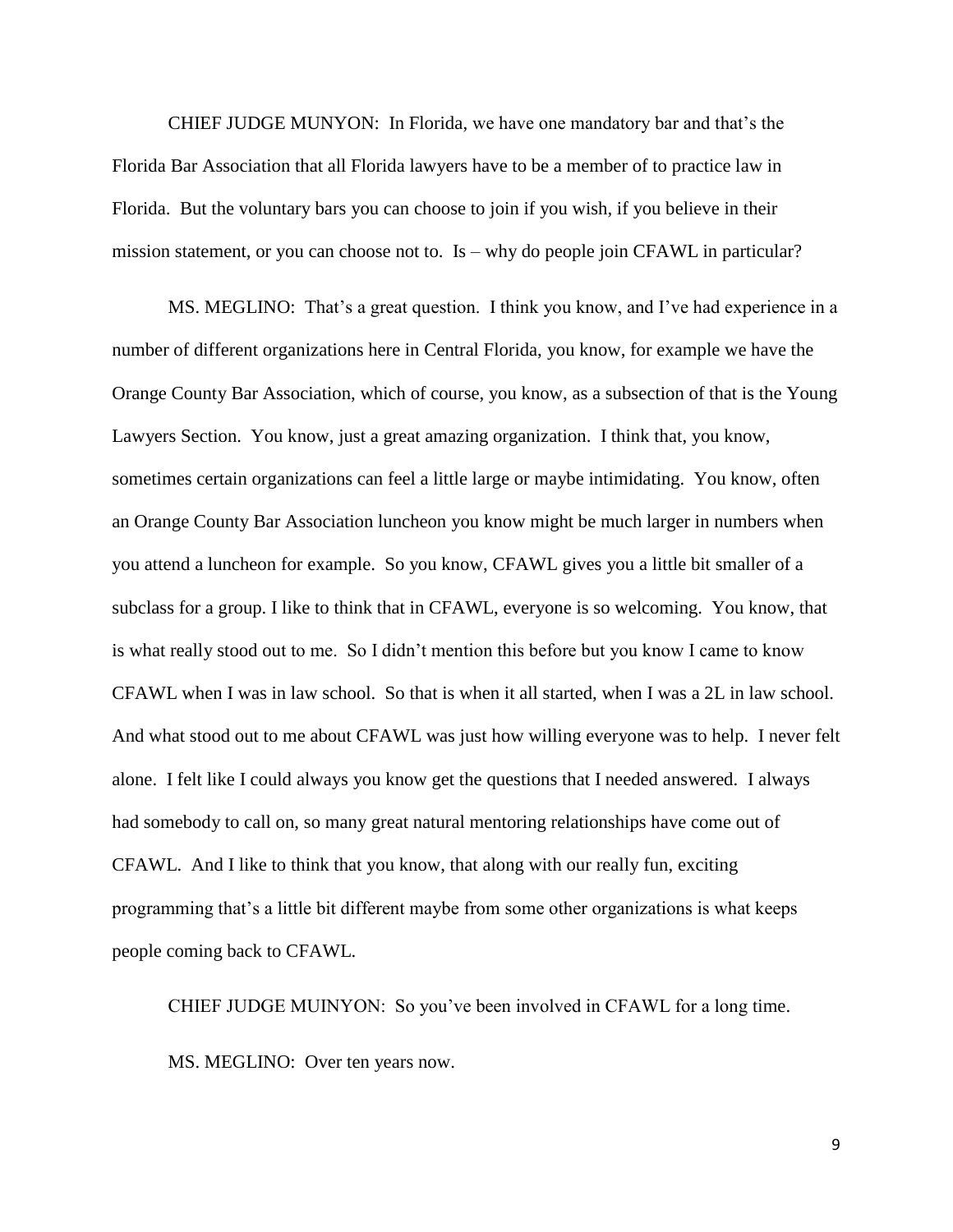CHIEF JUDGE MUNYON: In Florida, we have one mandatory bar and that's the Florida Bar Association that all Florida lawyers have to be a member of to practice law in Florida. But the voluntary bars you can choose to join if you wish, if you believe in their mission statement, or you can choose not to. Is – why do people join CFAWL in particular?

MS. MEGLINO: That's a great question. I think you know, and I've had experience in a number of different organizations here in Central Florida, you know, for example we have the Orange County Bar Association, which of course, you know, as a subsection of that is the Young Lawyers Section. You know, just a great amazing organization. I think that, you know, sometimes certain organizations can feel a little large or maybe intimidating. You know, often an Orange County Bar Association luncheon you know might be much larger in numbers when you attend a luncheon for example. So you know, CFAWL gives you a little bit smaller of a subclass for a group. I like to think that in CFAWL, everyone is so welcoming. You know, that is what really stood out to me. So I didn't mention this before but you know I came to know CFAWL when I was in law school. So that is when it all started, when I was a 2L in law school. And what stood out to me about CFAWL was just how willing everyone was to help. I never felt alone. I felt like I could always you know get the questions that I needed answered. I always had somebody to call on, so many great natural mentoring relationships have come out of CFAWL. And I like to think that you know, that along with our really fun, exciting programming that's a little bit different maybe from some other organizations is what keeps people coming back to CFAWL.

CHIEF JUDGE MUINYON: So you've been involved in CFAWL for a long time.

MS. MEGLINO: Over ten years now.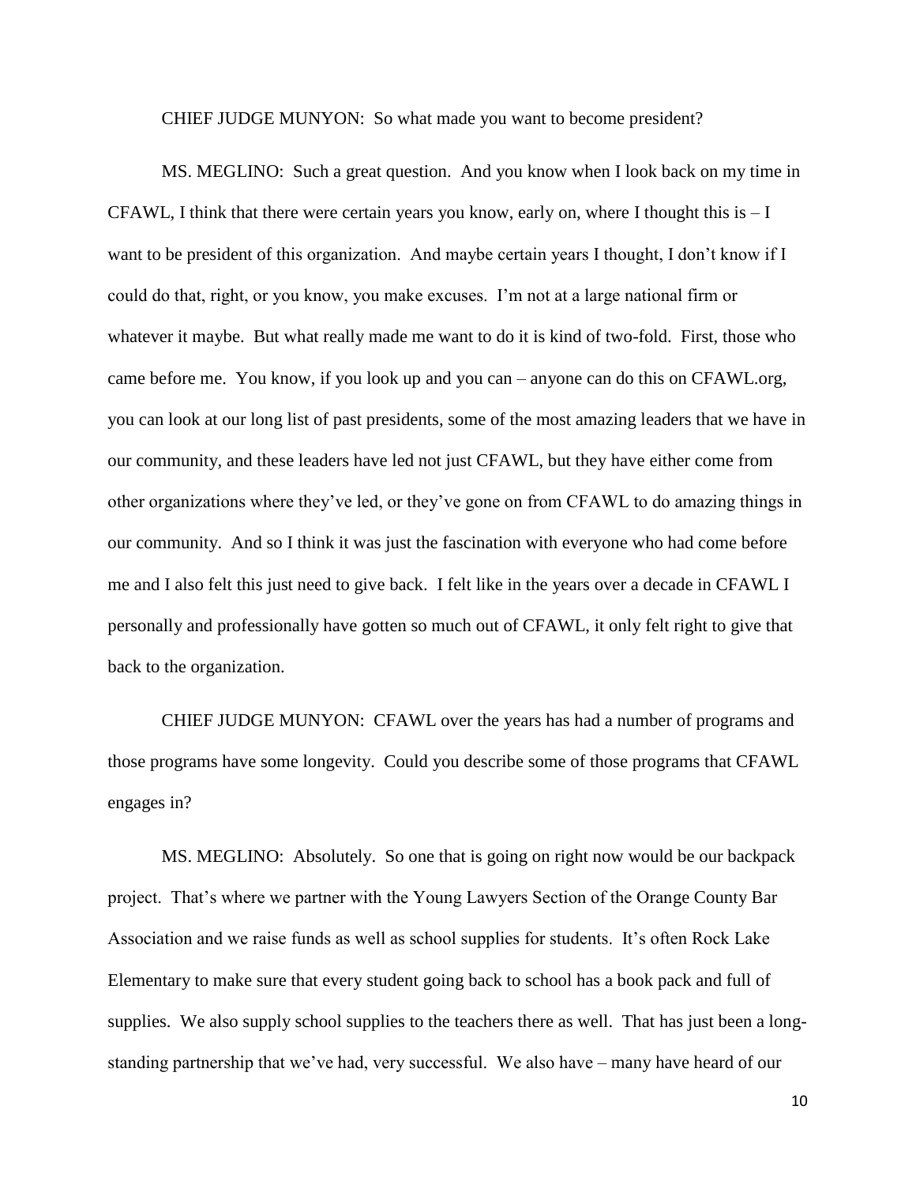CHIEF JUDGE MUNYON: So what made you want to become president?

MS. MEGLINO: Such a great question. And you know when I look back on my time in CFAWL, I think that there were certain years you know, early on, where I thought this is – I want to be president of this organization. And maybe certain years I thought, I don't know if I could do that, right, or you know, you make excuses. I'm not at a large national firm or whatever it maybe. But what really made me want to do it is kind of two-fold. First, those who came before me. You know, if you look up and you can – anyone can do this on CFAWL.org, you can look at our long list of past presidents, some of the most amazing leaders that we have in our community, and these leaders have led not just CFAWL, but they have either come from other organizations where they've led, or they've gone on from CFAWL to do amazing things in our community. And so I think it was just the fascination with everyone who had come before me and I also felt this just need to give back. I felt like in the years over a decade in CFAWL I personally and professionally have gotten so much out of CFAWL, it only felt right to give that back to the organization.

CHIEF JUDGE MUNYON: CFAWL over the years has had a number of programs and those programs have some longevity. Could you describe some of those programs that CFAWL engages in?

MS. MEGLINO: Absolutely. So one that is going on right now would be our backpack project. That's where we partner with the Young Lawyers Section of the Orange County Bar Association and we raise funds as well as school supplies for students. It's often Rock Lake Elementary to make sure that every student going back to school has a book pack and full of supplies. We also supply school supplies to the teachers there as well. That has just been a long-standing partnership that we've had, very successful. We also have – many have heard of our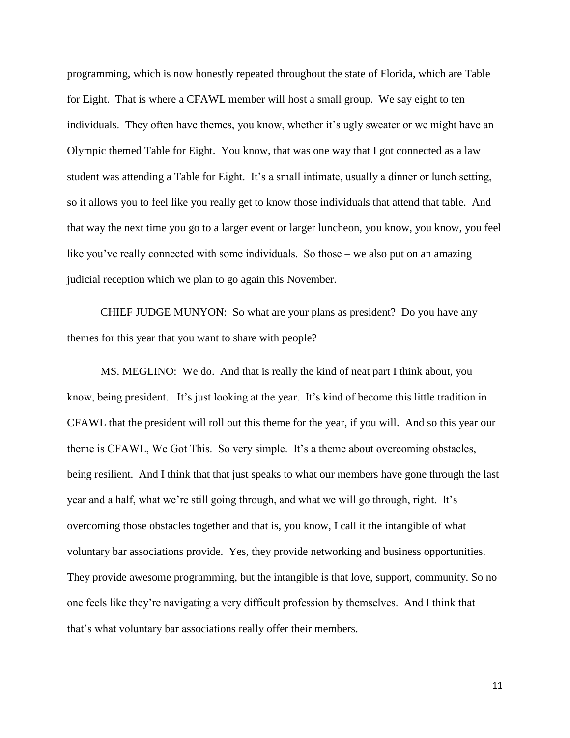programming, which is now honestly repeated throughout the state of Florida, which are Table for Eight. That is where a CFAWL member will host a small group. We say eight to ten individuals. They often have themes, you know, whether it's ugly sweater or we might have an Olympic themed Table for Eight. You know, that was one way that I got connected as a law student was attending a Table for Eight. It's a small intimate, usually a dinner or lunch setting, so it allows you to feel like you really get to know those individuals that attend that table. And that way the next time you go to a larger event or larger luncheon, you know, you know, you feel like you've really connected with some individuals. So those – we also put on an amazing judicial reception which we plan to go again this November.

CHIEF JUDGE MUNYON: So what are your plans as president? Do you have any themes for this year that you want to share with people?

MS. MEGLINO: We do. And that is really the kind of neat part I think about, you know, being president. It's just looking at the year. It's kind of become this little tradition in CFAWL that the president will roll out this theme for the year, if you will. And so this year our theme is CFAWL, We Got This. So very simple. It's a theme about overcoming obstacles, being resilient. And I think that that just speaks to what our members have gone through the last year and a half, what we're still going through, and what we will go through, right. It's overcoming those obstacles together and that is, you know, I call it the intangible of what voluntary bar associations provide. Yes, they provide networking and business opportunities. They provide awesome programming, but the intangible is that love, support, community. So no one feels like they're navigating a very difficult profession by themselves. And I think that that's what voluntary bar associations really offer their members.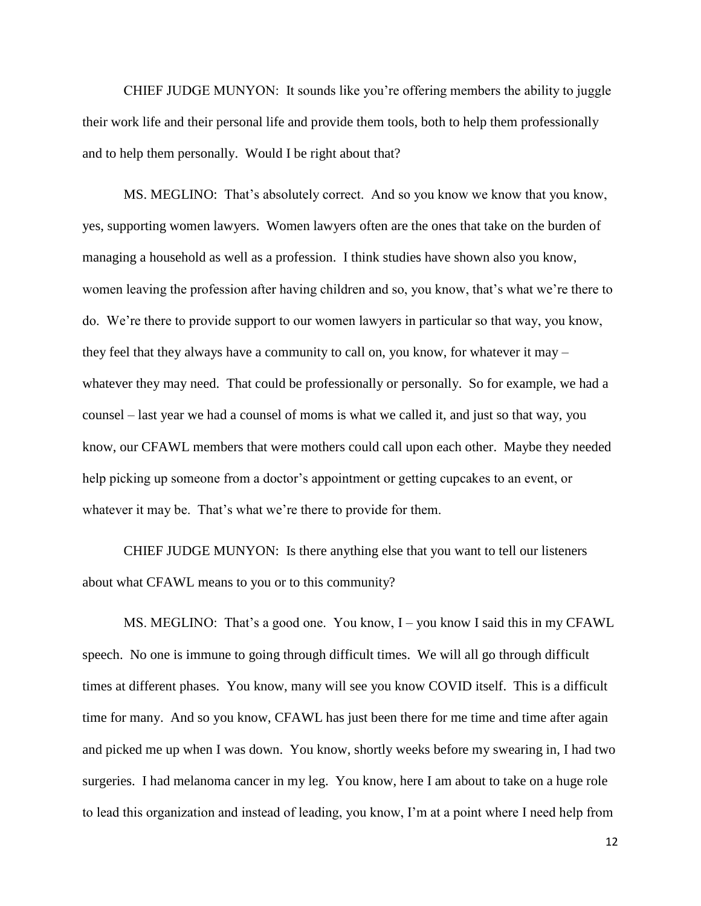CHIEF JUDGE MUNYON: It sounds like you're offering members the ability to juggle their work life and their personal life and provide them tools, both to help them professionally and to help them personally. Would I be right about that?

MS. MEGLINO: That's absolutely correct. And so you know we know that you know, yes, supporting women lawyers. Women lawyers often are the ones that take on the burden of managing a household as well as a profession. I think studies have shown also you know, women leaving the profession after having children and so, you know, that's what we're there to do. We're there to provide support to our women lawyers in particular so that way, you know, they feel that they always have a community to call on, you know, for whatever it may – whatever they may need. That could be professionally or personally. So for example, we had a counsel – last year we had a counsel of moms is what we called it, and just so that way, you know, our CFAWL members that were mothers could call upon each other. Maybe they needed help picking up someone from a doctor's appointment or getting cupcakes to an event, or whatever it may be. That's what we're there to provide for them.

CHIEF JUDGE MUNYON: Is there anything else that you want to tell our listeners about what CFAWL means to you or to this community?

MS. MEGLINO: That's a good one. You know, I – you know I said this in my CFAWL speech. No one is immune to going through difficult times. We will all go through difficult times at different phases. You know, many will see you know COVID itself. This is a difficult time for many. And so you know, CFAWL has just been there for me time and time after again and picked me up when I was down. You know, shortly weeks before my swearing in, I had two surgeries. I had melanoma cancer in my leg. You know, here I am about to take on a huge role to lead this organization and instead of leading, you know, I'm at a point where I need help from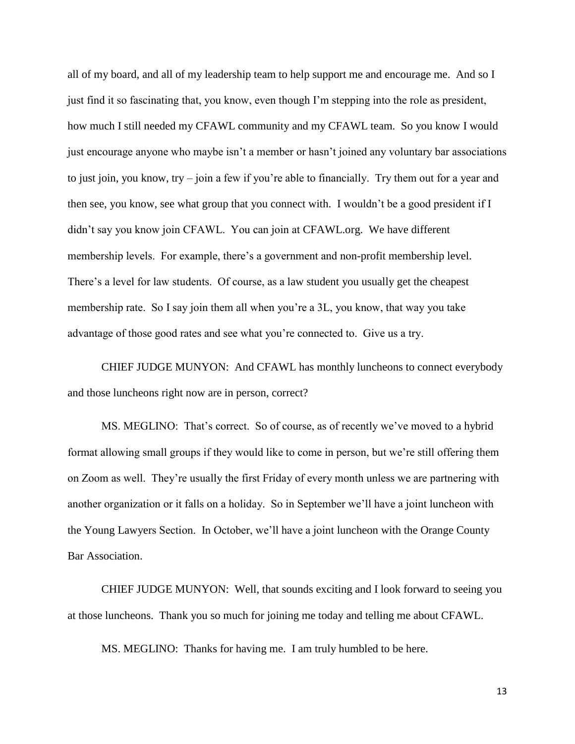all of my board, and all of my leadership team to help support me and encourage me. And so I just find it so fascinating that, you know, even though I'm stepping into the role as president, how much I still needed my CFAWL community and my CFAWL team. So you know I would just encourage anyone who maybe isn't a member or hasn't joined any voluntary bar associations to just join, you know, try – join a few if you're able to financially. Try them out for a year and then see, you know, see what group that you connect with. I wouldn't be a good president if I didn't say you know join CFAWL. You can join at CFAWL.org. We have different membership levels. For example, there's a government and non-profit membership level. There's a level for law students. Of course, as a law student you usually get the cheapest membership rate. So I say join them all when you're a 3L, you know, that way you take advantage of those good rates and see what you're connected to. Give us a try.

CHIEF JUDGE MUNYON: And CFAWL has monthly luncheons to connect everybody and those luncheons right now are in person, correct?

MS. MEGLINO: That's correct. So of course, as of recently we've moved to a hybrid format allowing small groups if they would like to come in person, but we're still offering them on Zoom as well. They're usually the first Friday of every month unless we are partnering with another organization or it falls on a holiday. So in September we'll have a joint luncheon with the Young Lawyers Section. In October, we'll have a joint luncheon with the Orange County Bar Association.

CHIEF JUDGE MUNYON: Well, that sounds exciting and I look forward to seeing you at those luncheons. Thank you so much for joining me today and telling me about CFAWL.

MS. MEGLINO: Thanks for having me. I am truly humbled to be here.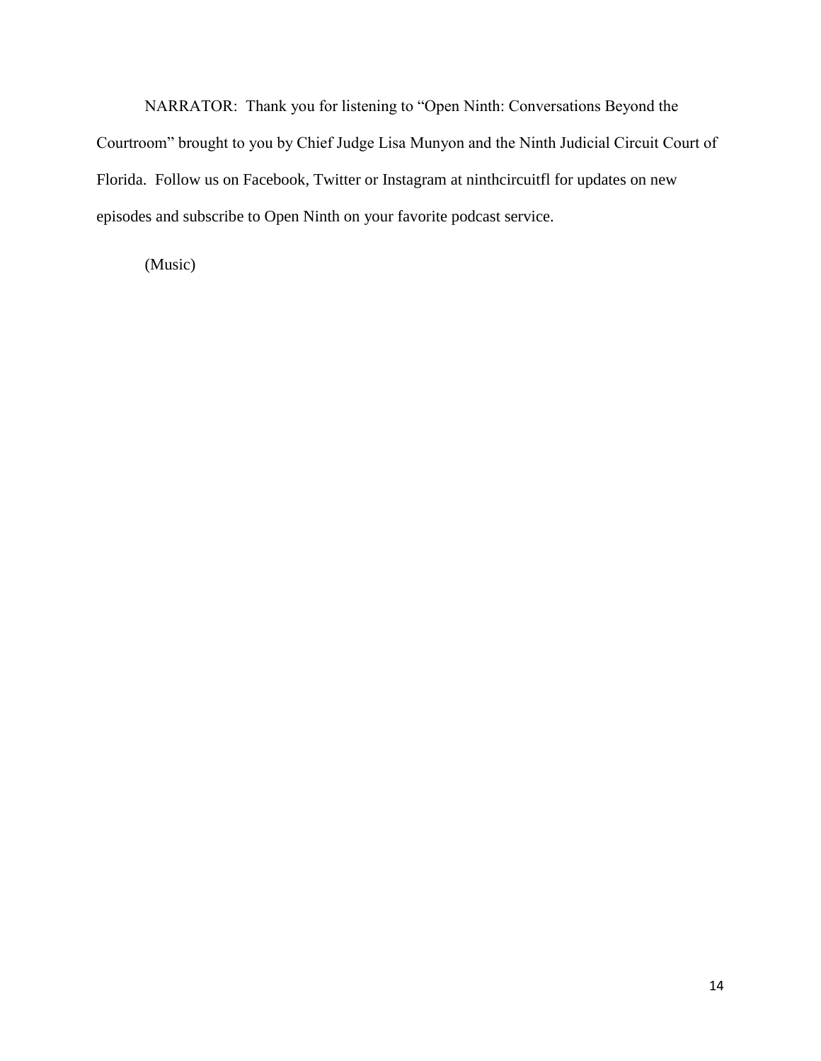NARRATOR: Thank you for listening to "Open Ninth: Conversations Beyond the Courtroom" brought to you by Chief Judge Lisa Munyon and the Ninth Judicial Circuit Court of Florida. Follow us on Facebook, Twitter or Instagram at ninthcircuitfl for updates on new episodes and subscribe to Open Ninth on your favorite podcast service.

(Music)